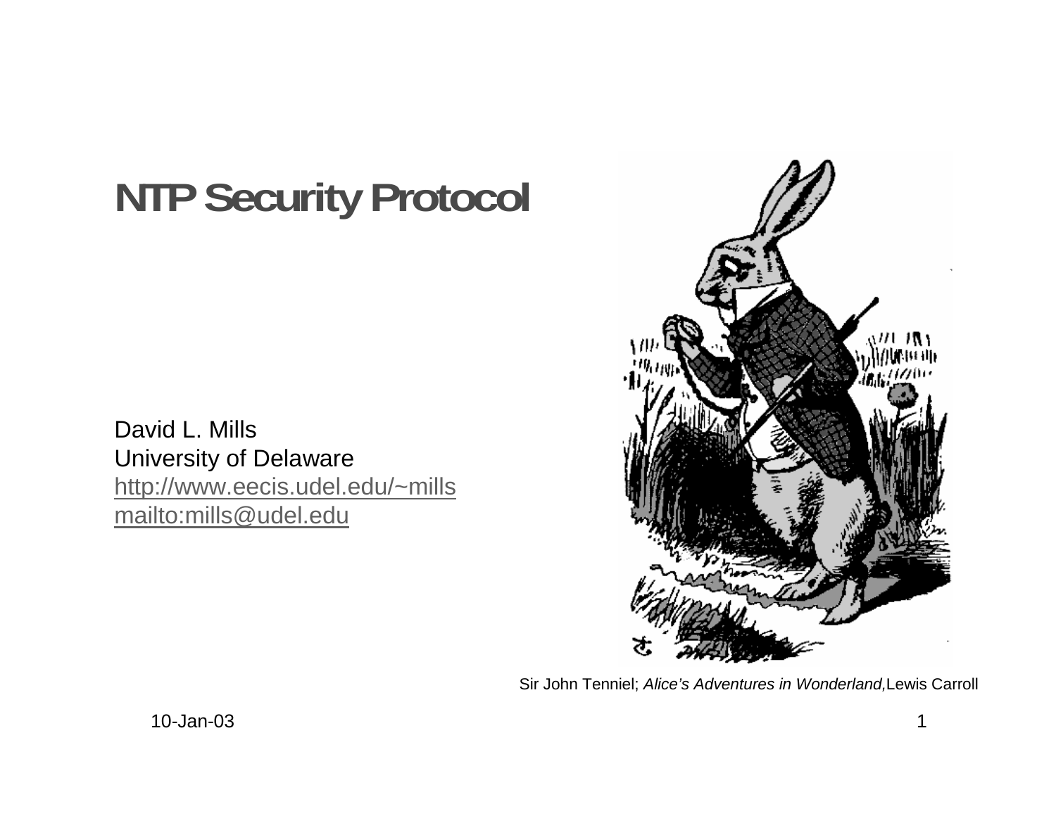# NTP Security Protocol

David L. Mills
University of Delaware
http://www.eecis.udel.edu/~mills
mailto:mills@udel.edu

Sir John Tenniel; *Alice's Adventures in Wonderland,* Lewis Carroll

10-Jan-03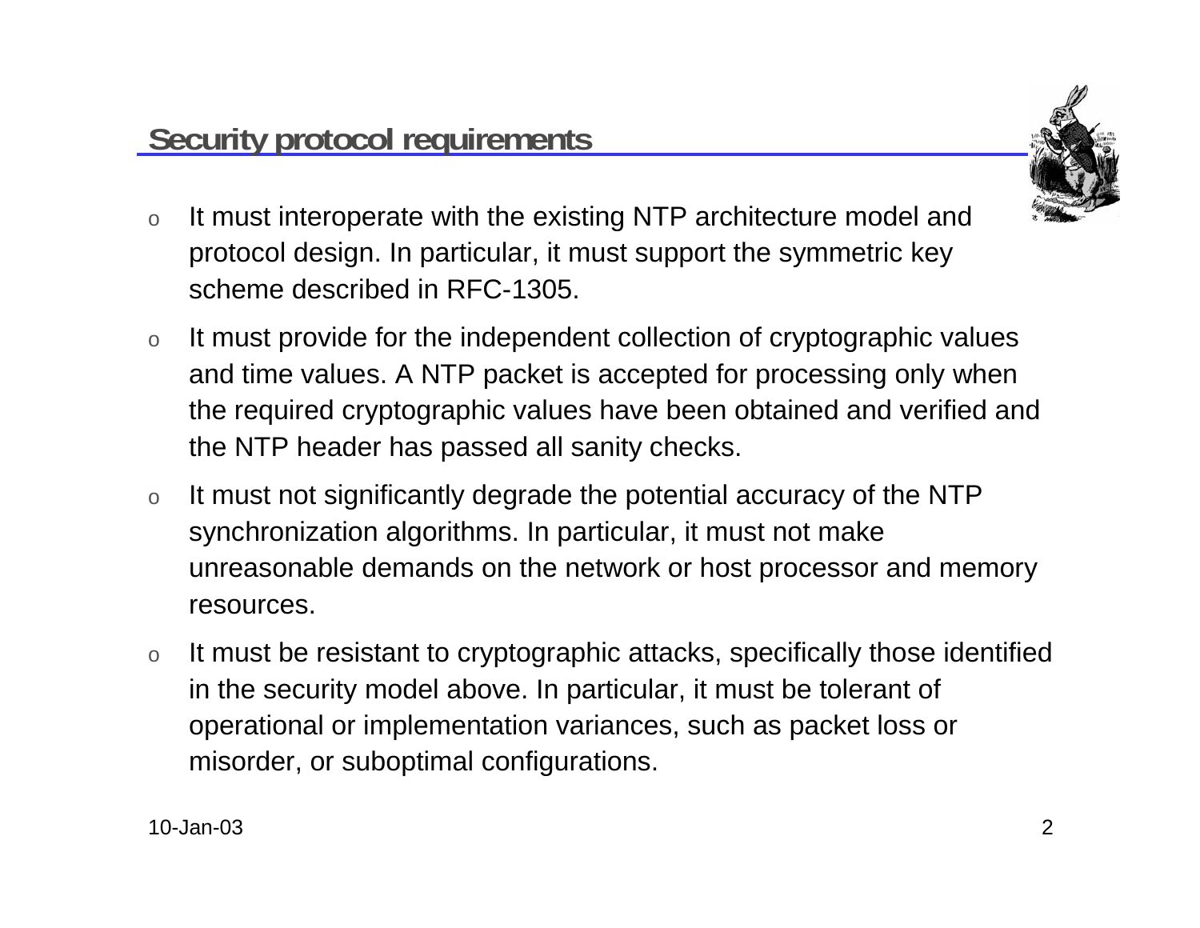## Security protocol requirements

- It must interoperate with the existing NTP architecture model and protocol design. In particular, it must support the symmetric key scheme described in RFC-1305.
- It must provide for the independent collection of cryptographic values and time values. A NTP packet is accepted for processing only when the required cryptographic values have been obtained and verified and the NTP header has passed all sanity checks.
- It must not significantly degrade the potential accuracy of the NTP synchronization algorithms. In particular, it must not make unreasonable demands on the network or host processor and memory resources.
- It must be resistant to cryptographic attacks, specifically those identified in the security model above. In particular, it must be tolerant of operational or implementation variances, such as packet loss or misorder, or suboptimal configurations.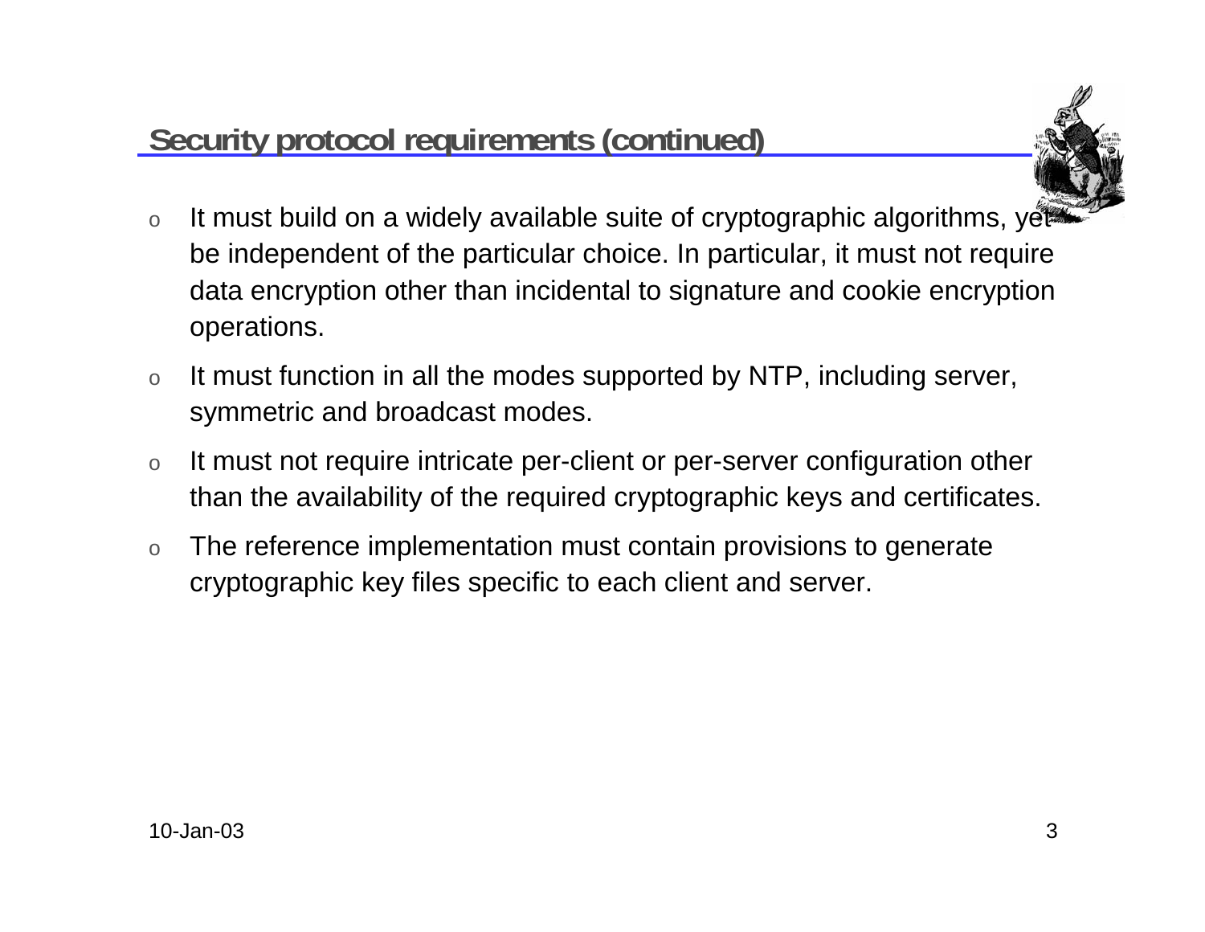## Security protocol requirements (continued)

- It must build on a widely available suite of cryptographic algorithms, yet be independent of the particular choice. In particular, it must not require data encryption other than incidental to signature and cookie encryption operations.
- It must function in all the modes supported by NTP, including server, symmetric and broadcast modes.
- It must not require intricate per-client or per-server configuration other than the availability of the required cryptographic keys and certificates.
- The reference implementation must contain provisions to generate cryptographic key files specific to each client and server.

10-Jan-03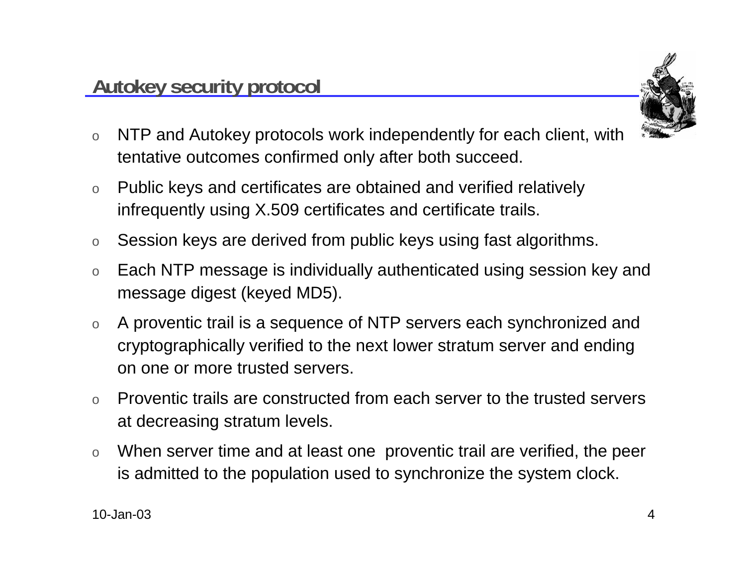## Autokey security protocol

- NTP and Autokey protocols work independently for each client, with tentative outcomes confirmed only after both succeed.
- Public keys and certificates are obtained and verified relatively infrequently using X.509 certificates and certificate trails.
- Session keys are derived from public keys using fast algorithms.
- Each NTP message is individually authenticated using session key and message digest (keyed MD5).
- A proventic trail is a sequence of NTP servers each synchronized and cryptographically verified to the next lower stratum server and ending on one or more trusted servers.
- Proventic trails are constructed from each server to the trusted servers at decreasing stratum levels.
- When server time and at least one proventic trail are verified, the peer is admitted to the population used to synchronize the system clock.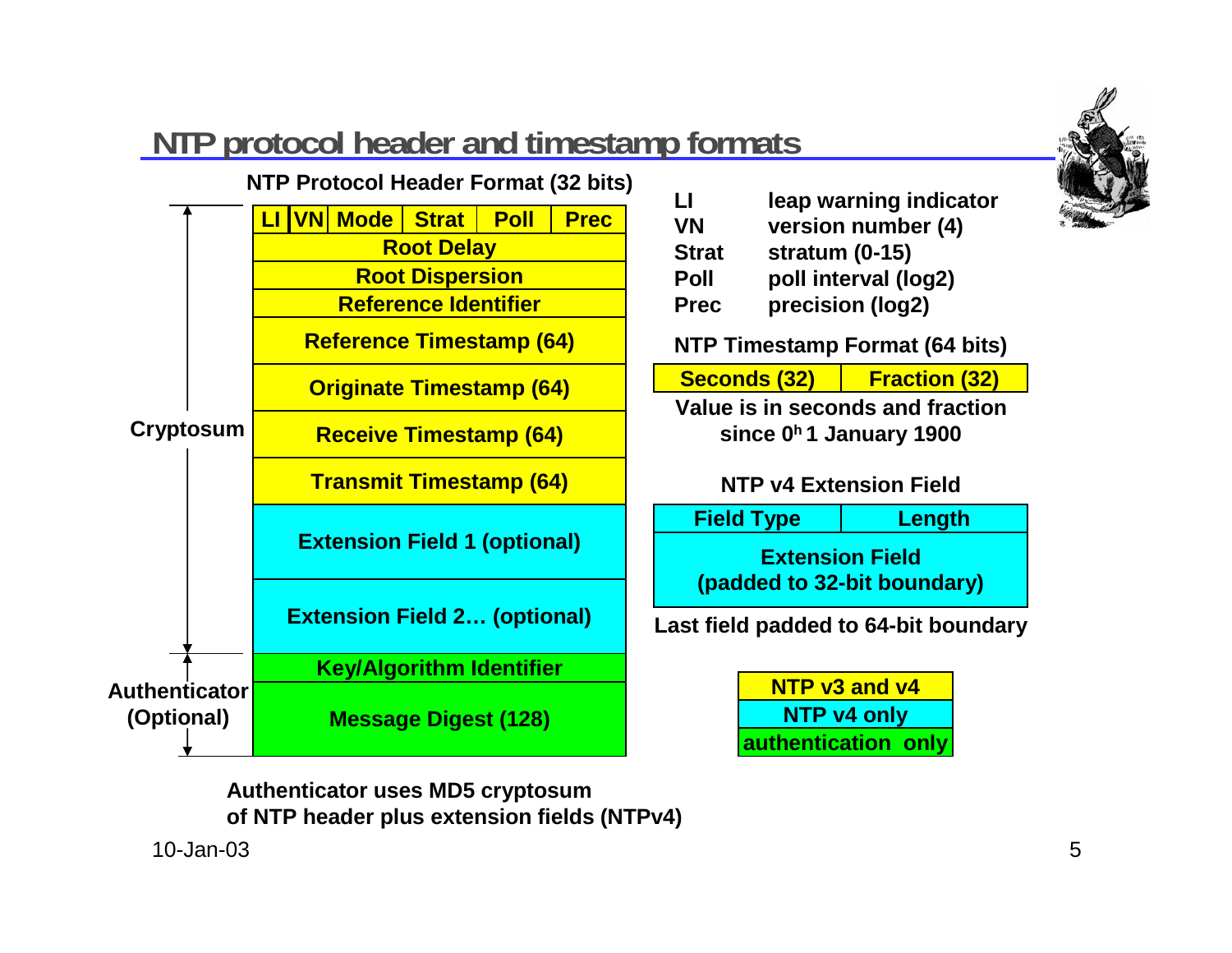# NTP protocol header and timestamp formats

**NTP Protocol Header Format (32 bits)**

| LI | VN | Mode | Strat | Poll | Prec |
|---|---|---|---|---|---|
| Root Delay | | | | | |
| Root Dispersion | | | | | |
| Reference Identifier | | | | | |
| Reference Timestamp (64) | | | | | |
| Originate Timestamp (64) | | | | | |
| Receive Timestamp (64) | | | | | |
| Transmit Timestamp (64) | | | | | |
| Extension Field 1 (optional) | | | | | |
| Extension Field 2… (optional) | | | | | |
| Key/Algorithm Identifier | | | | | |
| Message Digest (128) | | | | | |

Cryptosum: LI through Extension Field 2… (optional)

Authenticator (Optional): Key/Algorithm Identifier and Message Digest (128)

| | |
|---|---|
| **LI** | leap warning indicator |
| **VN** | version number (4) |
| **Strat** | stratum (0-15) |
| **Poll** | poll interval (log2) |
| **Prec** | precision (log2) |

**NTP Timestamp Format (64 bits)**

| Seconds (32) | Fraction (32) |
|---|---|

Value is in seconds and fraction since $0^h$ 1 January 1900

**NTP v4 Extension Field**

| Field Type | Length |
|---|---|
| Extension Field (padded to 32-bit boundary) | |

Last field padded to 64-bit boundary

| Legend |
|---|
| NTP v3 and v4 |
| NTP v4 only |
| authentication only |

Authenticator uses MD5 cryptosum of NTP header plus extension fields (NTPv4)

10-Jan-03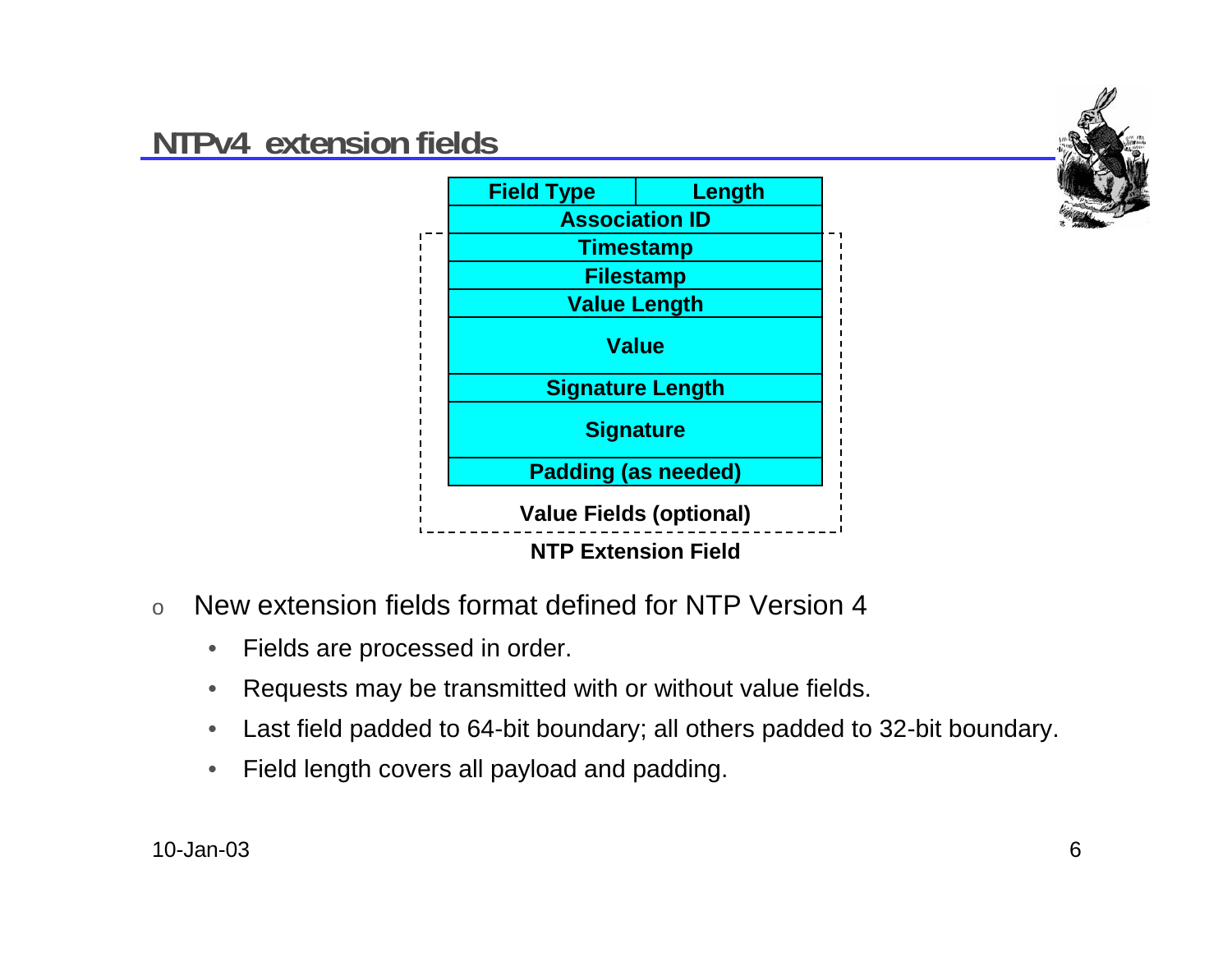## NTPv4 extension fields

| Field Type | Length |
| --- | --- |
| Association ID | |
| Timestamp | |
| Filestamp | |
| Value Length | |
| Value | |
| Signature Length | |
| Signature | |
| Padding (as needed) | |

**Value Fields (optional)**

**NTP Extension Field**

- New extension fields format defined for NTP Version 4
  - Fields are processed in order.
  - Requests may be transmitted with or without value fields.
  - Last field padded to 64-bit boundary; all others padded to 32-bit boundary.
  - Field length covers all payload and padding.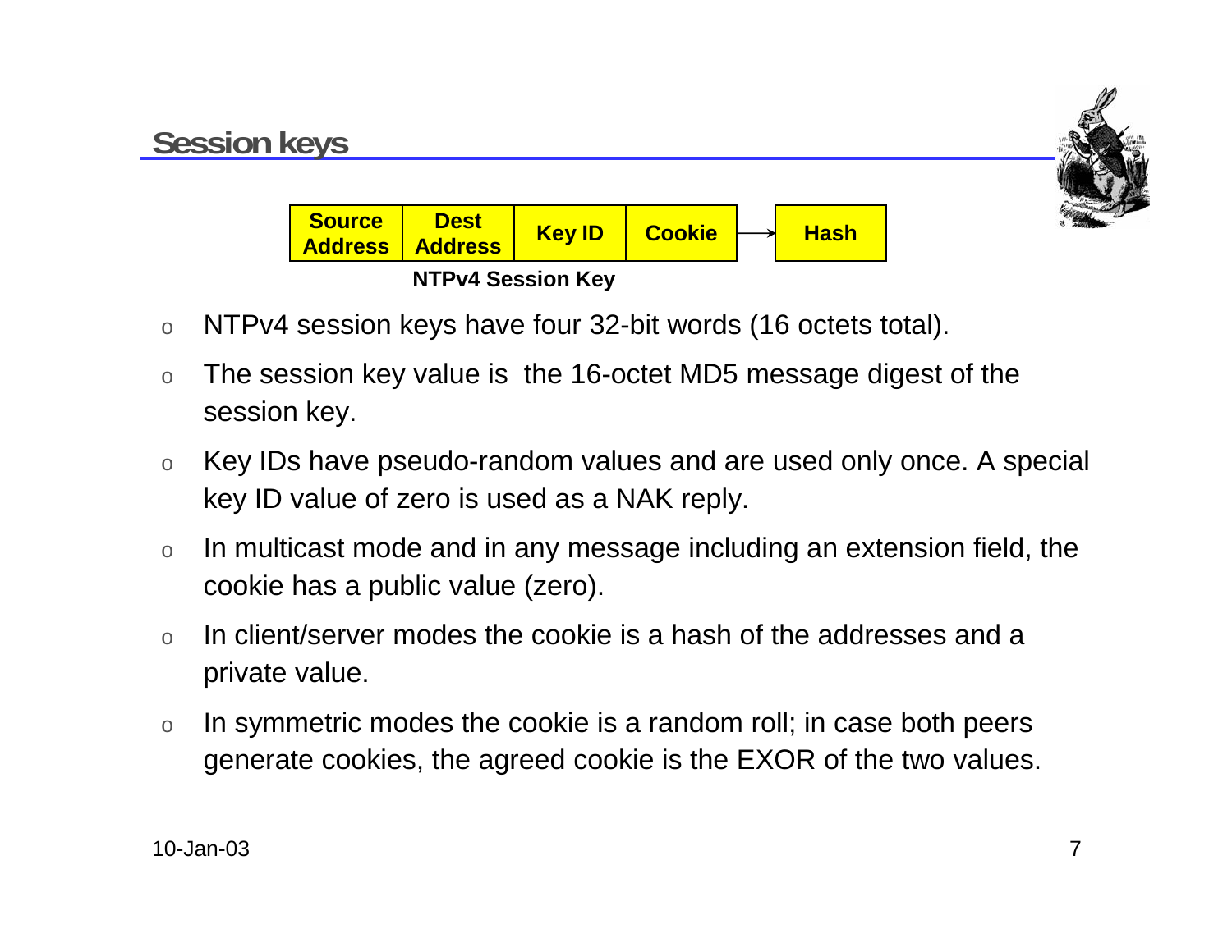## Session keys

| Source Address | Dest Address | Key ID | Cookie | → | Hash |
|---|---|---|---|---|---|

**NTPv4 Session Key**

- NTPv4 session keys have four 32-bit words (16 octets total).
- The session key value is the 16-octet MD5 message digest of the session key.
- Key IDs have pseudo-random values and are used only once. A special key ID value of zero is used as a NAK reply.
- In multicast mode and in any message including an extension field, the cookie has a public value (zero).
- In client/server modes the cookie is a hash of the addresses and a private value.
- In symmetric modes the cookie is a random roll; in case both peers generate cookies, the agreed cookie is the EXOR of the two values.

10-Jan-03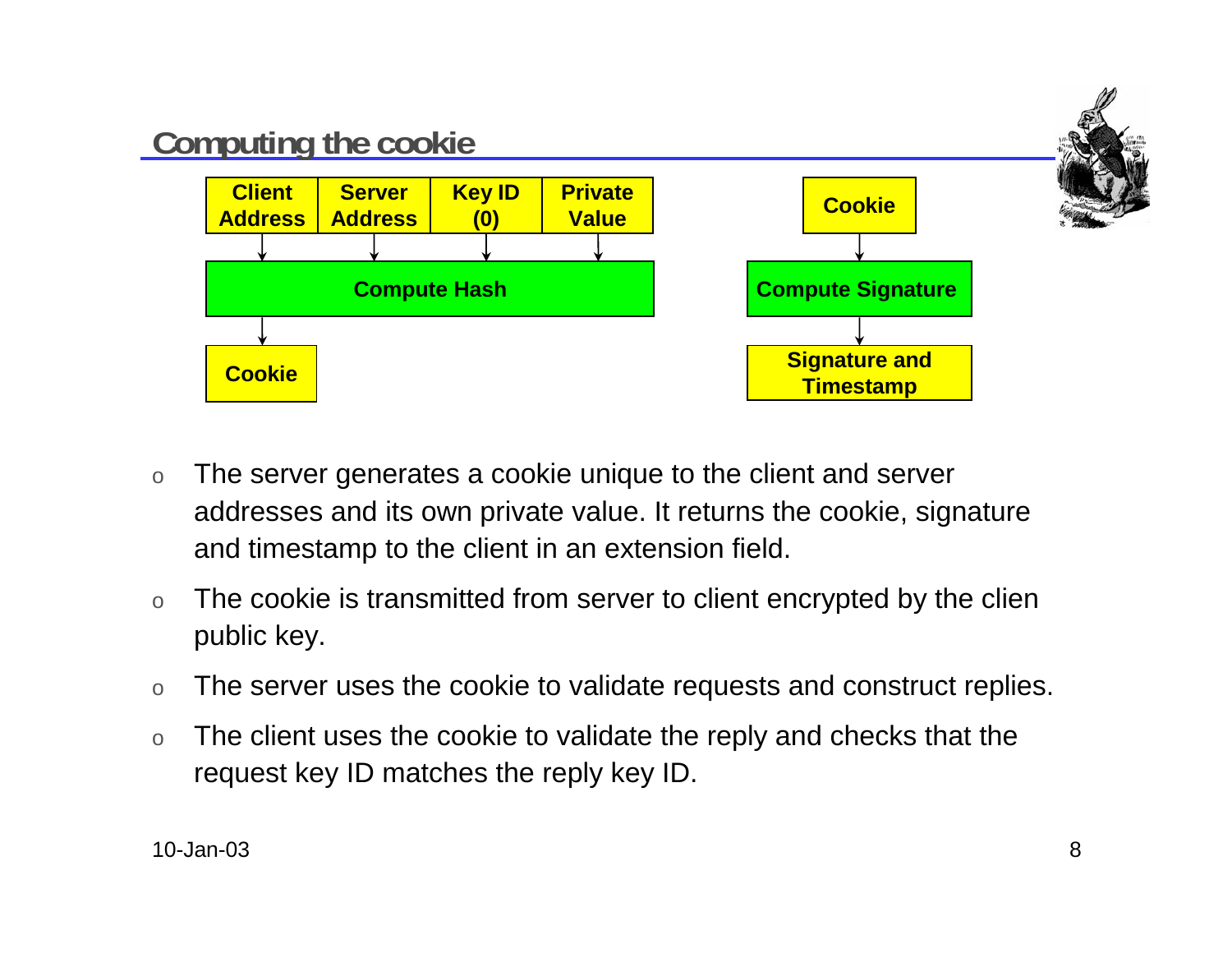## Computing the cookie

Client Address | Server Address | Key ID (0) | Private Value → Compute Hash → Cookie

Cookie → Compute Signature → Signature and Timestamp

- The server generates a cookie unique to the client and server addresses and its own private value. It returns the cookie, signature and timestamp to the client in an extension field.
- The cookie is transmitted from server to client encrypted by the clien public key.
- The server uses the cookie to validate requests and construct replies.
- The client uses the cookie to validate the reply and checks that the request key ID matches the reply key ID.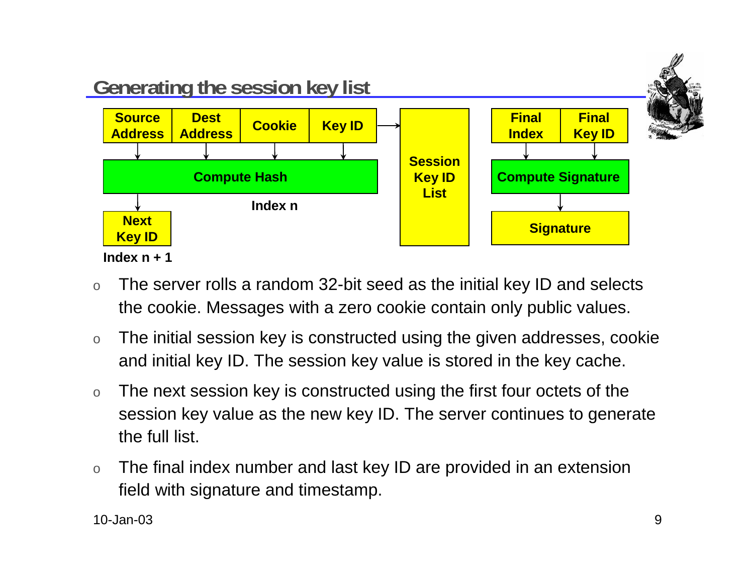## Generating the session key list

Source Address | Dest Address | Cookie | Key ID → Compute Hash → Next Key ID (Index n + 1)

Index n

Session Key ID List

Final Index | Final Key ID → Compute Signature → Signature

- The server rolls a random 32-bit seed as the initial key ID and selects the cookie. Messages with a zero cookie contain only public values.
- The initial session key is constructed using the given addresses, cookie and initial key ID. The session key value is stored in the key cache.
- The next session key is constructed using the first four octets of the session key value as the new key ID. The server continues to generate the full list.
- The final index number and last key ID are provided in an extension field with signature and timestamp.

10-Jan-03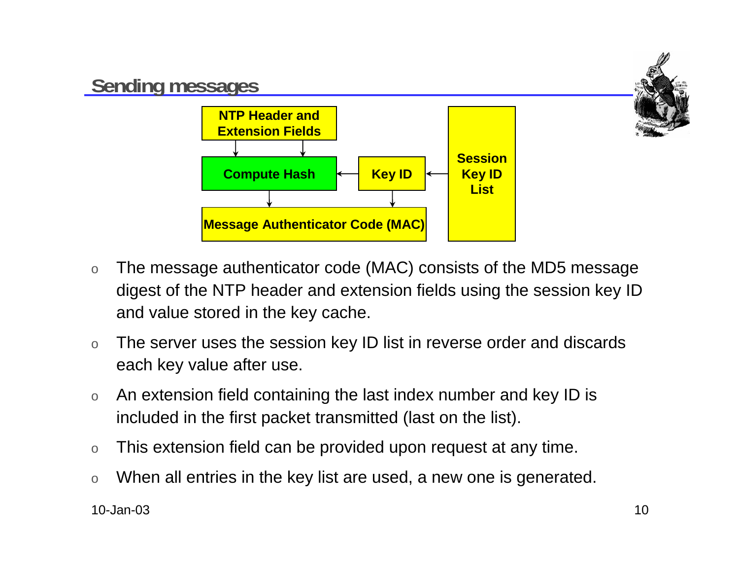## Sending messages

NTP Header and Extension Fields

Compute Hash

Key ID

Session Key ID List

Message Authenticator Code (MAC)

- The message authenticator code (MAC) consists of the MD5 message digest of the NTP header and extension fields using the session key ID and value stored in the key cache.
- The server uses the session key ID list in reverse order and discards each key value after use.
- An extension field containing the last index number and key ID is included in the first packet transmitted (last on the list).
- This extension field can be provided upon request at any time.
- When all entries in the key list are used, a new one is generated.

10-Jan-03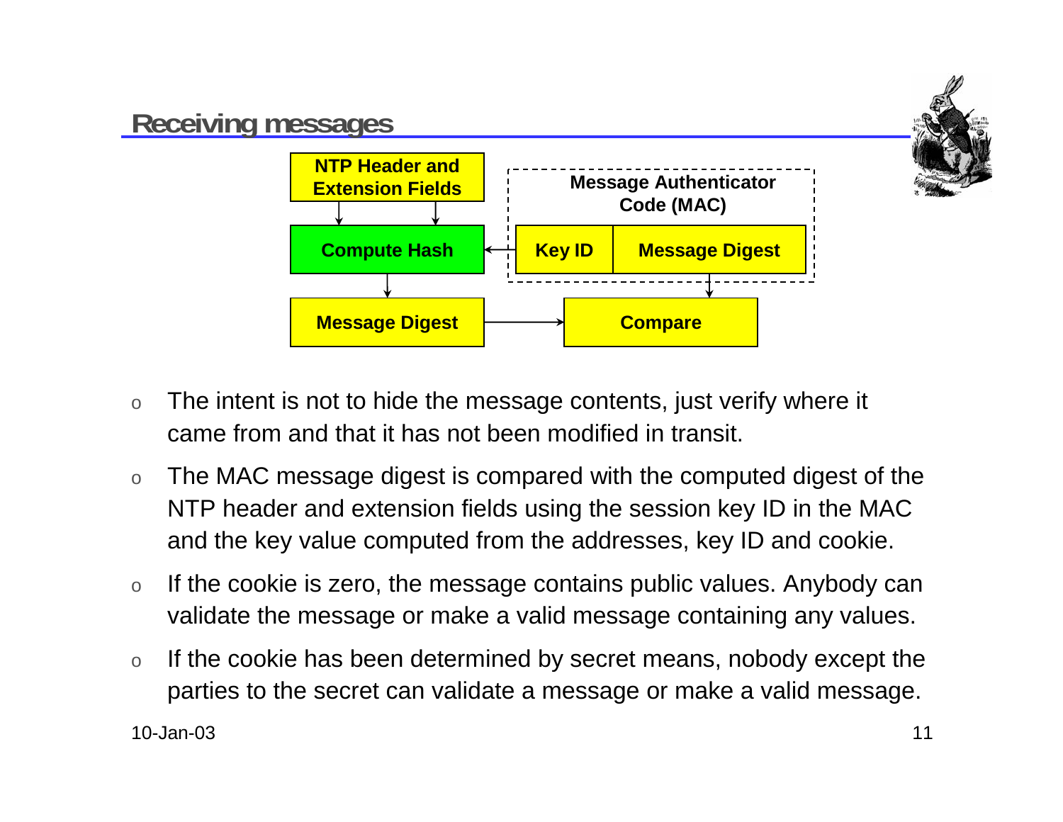## Receiving messages

NTP Header and Extension Fields → Compute Hash → Message Digest → Compare

Message Authenticator Code (MAC): Key ID | Message Digest

- The intent is not to hide the message contents, just verify where it came from and that it has not been modified in transit.
- The MAC message digest is compared with the computed digest of the NTP header and extension fields using the session key ID in the MAC and the key value computed from the addresses, key ID and cookie.
- If the cookie is zero, the message contains public values. Anybody can validate the message or make a valid message containing any values.
- If the cookie has been determined by secret means, nobody except the parties to the secret can validate a message or make a valid message.

10-Jan-03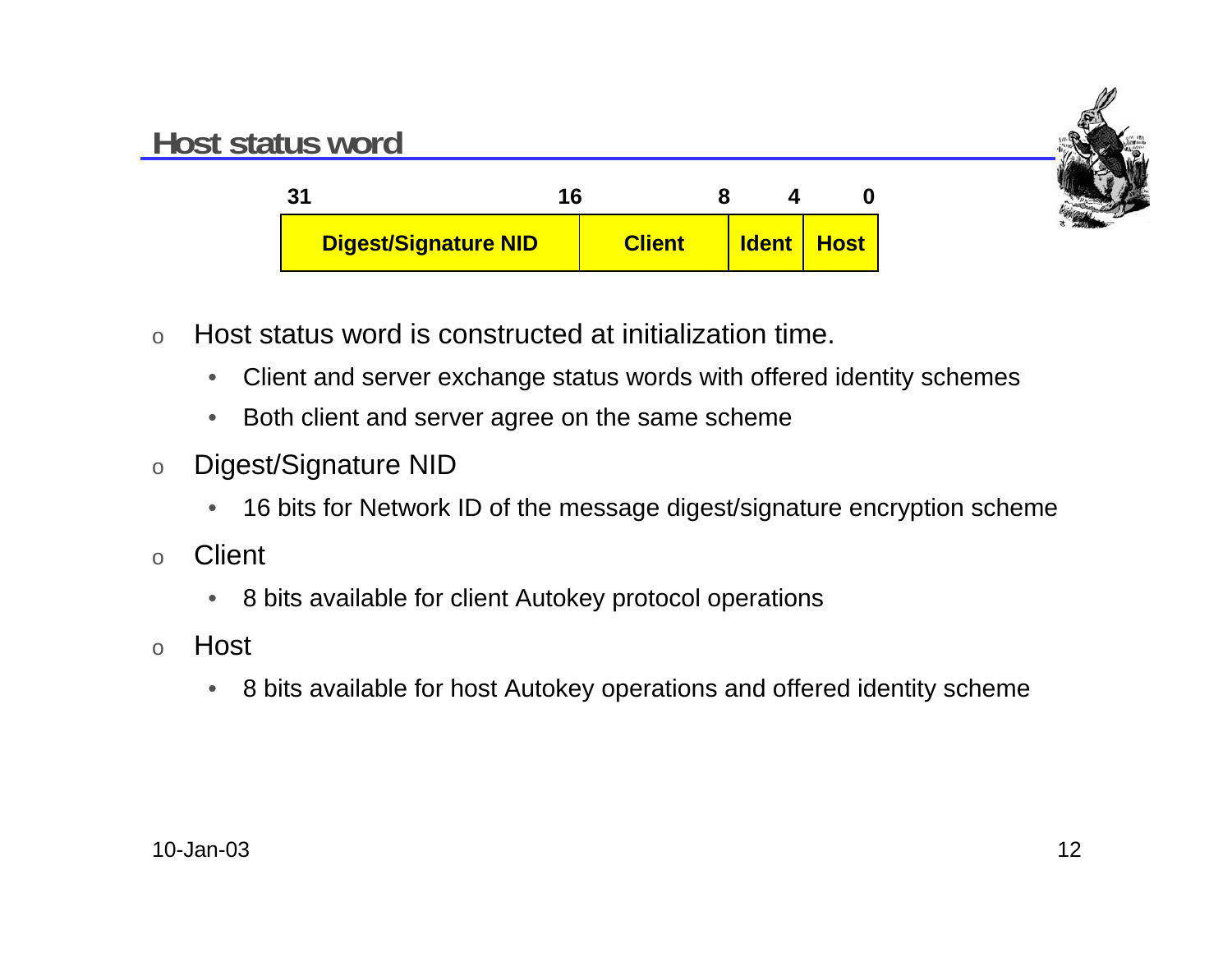## Host status word

| 31 ... 16 | 16 ... 8 | 8 ... 4 | 4 ... 0 |
| --- | --- | --- | --- |
| Digest/Signature NID | Client | Ident | Host |

- Host status word is constructed at initialization time.
  - Client and server exchange status words with offered identity schemes
  - Both client and server agree on the same scheme
- Digest/Signature NID
  - 16 bits for Network ID of the message digest/signature encryption scheme
- Client
  - 8 bits available for client Autokey protocol operations
- Host
  - 8 bits available for host Autokey operations and offered identity scheme

10-Jan-03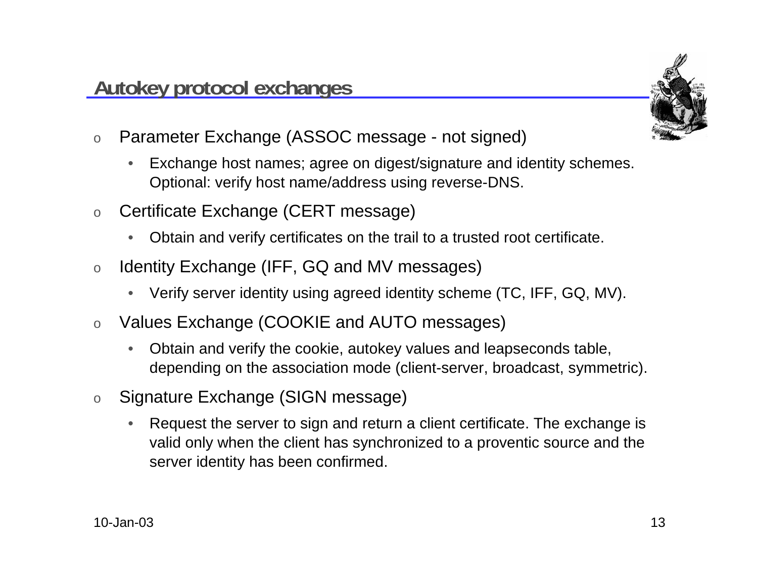## Autokey protocol exchanges

- Parameter Exchange (ASSOC message - not signed)
  - Exchange host names; agree on digest/signature and identity schemes. Optional: verify host name/address using reverse-DNS.
- Certificate Exchange (CERT message)
  - Obtain and verify certificates on the trail to a trusted root certificate.
- Identity Exchange (IFF, GQ and MV messages)
  - Verify server identity using agreed identity scheme (TC, IFF, GQ, MV).
- Values Exchange (COOKIE and AUTO messages)
  - Obtain and verify the cookie, autokey values and leapseconds table, depending on the association mode (client-server, broadcast, symmetric).
- Signature Exchange (SIGN message)
  - Request the server to sign and return a client certificate. The exchange is valid only when the client has synchronized to a proventic source and the server identity has been confirmed.

10-Jan-03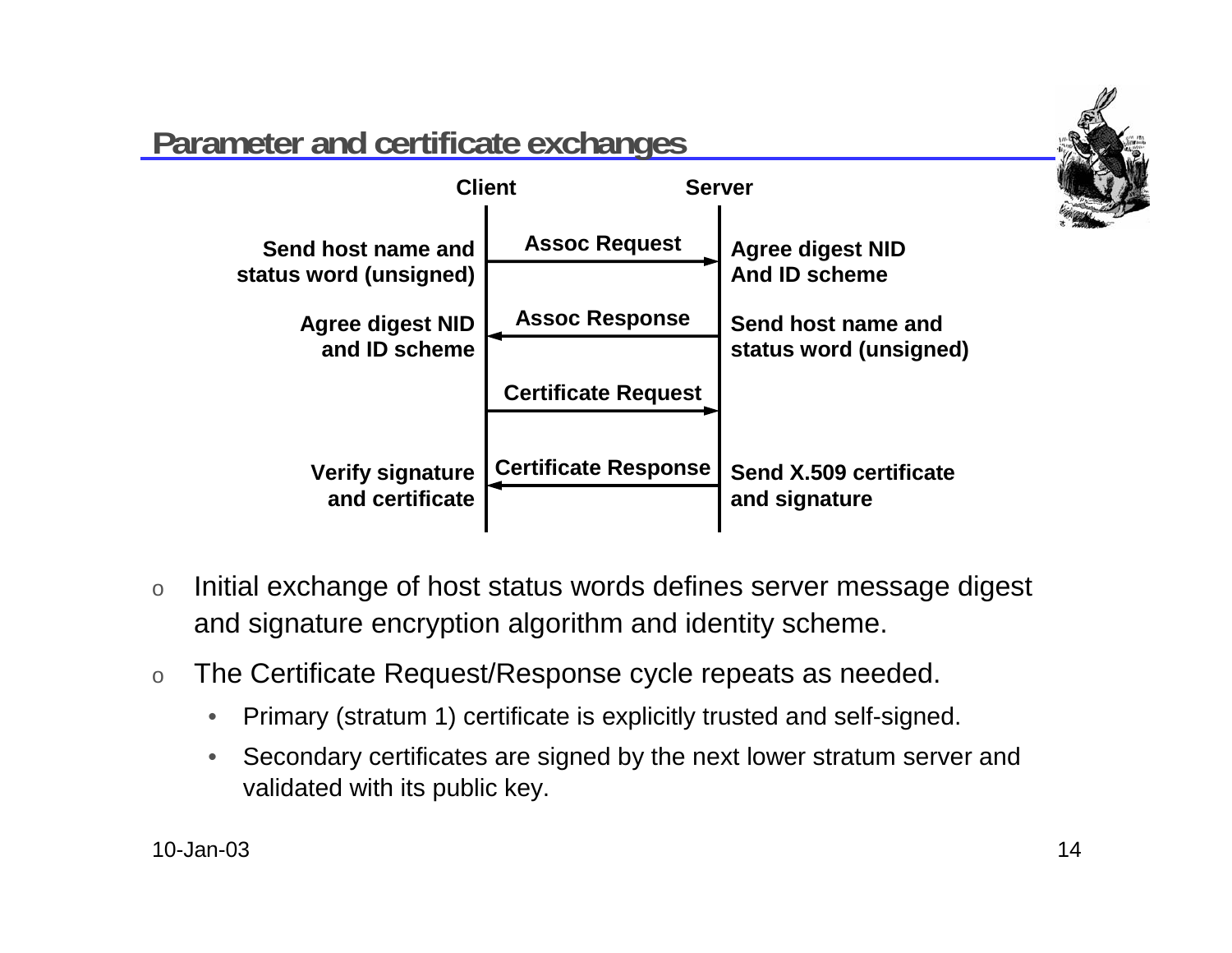## Parameter and certificate exchanges

| Client | Message | Server |
|---|---|---|
| Send host name and status word (unsigned) | Assoc Request → | Agree digest NID And ID scheme |
| Agree digest NID and ID scheme | ← Assoc Response | Send host name and status word (unsigned) |
| | Certificate Request → | |
| Verify signature and certificate | ← Certificate Response | Send X.509 certificate and signature |

- Initial exchange of host status words defines server message digest and signature encryption algorithm and identity scheme.
- The Certificate Request/Response cycle repeats as needed.
  - Primary (stratum 1) certificate is explicitly trusted and self-signed.
  - Secondary certificates are signed by the next lower stratum server and validated with its public key.

10-Jan-03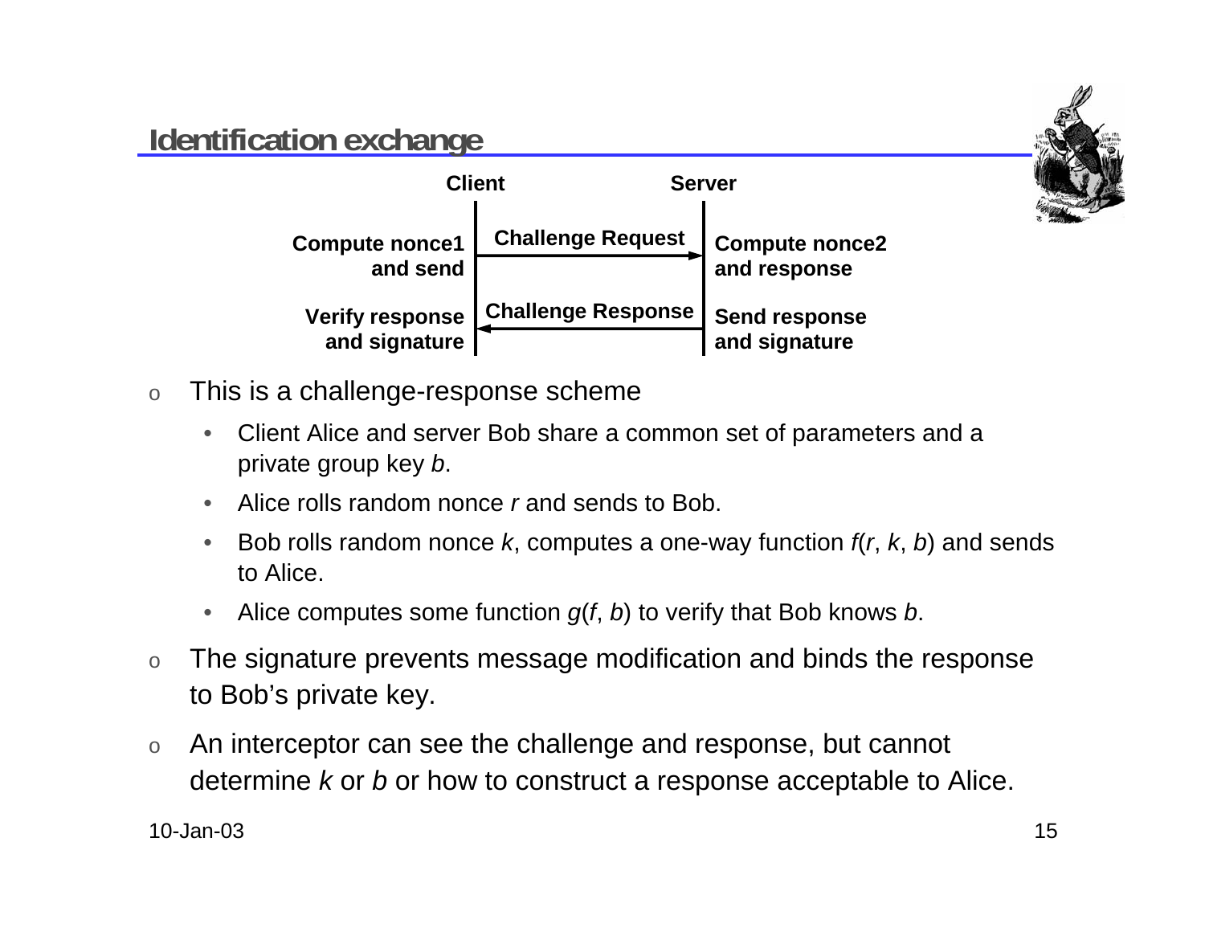## Identification exchange

| Client | | Server |
|---|---|---|
| Compute nonce1 and send | Challenge Request → | Compute nonce2 and response |
| Verify response and signature | ← Challenge Response | Send response and signature |

- This is a challenge-response scheme
  - Client Alice and server Bob share a common set of parameters and a private group key $b$.
  - Alice rolls random nonce $r$ and sends to Bob.
  - Bob rolls random nonce $k$, computes a one-way function $f(r, k, b)$ and sends to Alice.
  - Alice computes some function $g(f, b)$ to verify that Bob knows $b$.
- The signature prevents message modification and binds the response to Bob's private key.
- An interceptor can see the challenge and response, but cannot determine $k$ or $b$ or how to construct a response acceptable to Alice.

10-Jan-03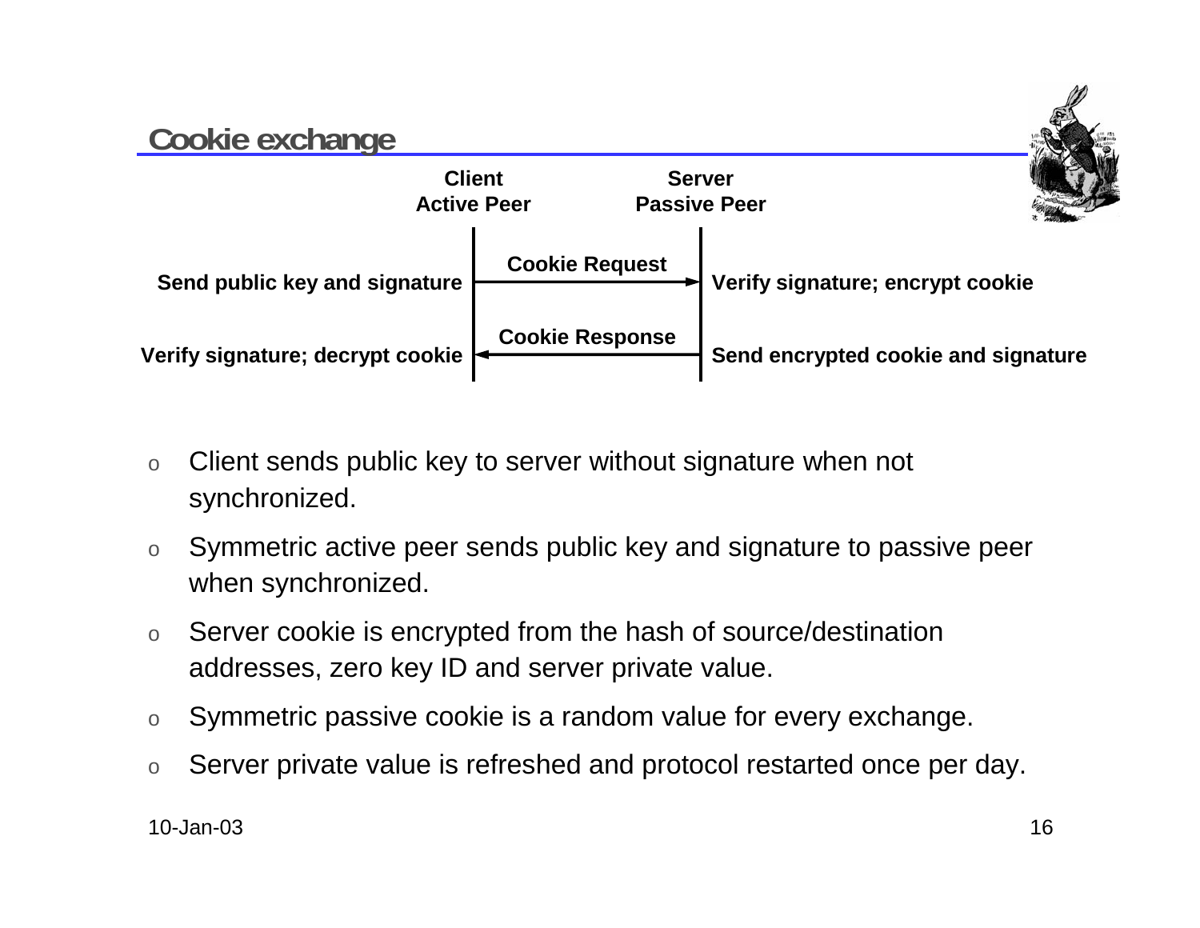## Cookie exchange

| Client Active Peer | | Server Passive Peer |
| --- | --- | --- |
| Send public key and signature | Cookie Request → | Verify signature; encrypt cookie |
| Verify signature; decrypt cookie | ← Cookie Response | Send encrypted cookie and signature |

- Client sends public key to server without signature when not synchronized.
- Symmetric active peer sends public key and signature to passive peer when synchronized.
- Server cookie is encrypted from the hash of source/destination addresses, zero key ID and server private value.
- Symmetric passive cookie is a random value for every exchange.
- Server private value is refreshed and protocol restarted once per day.

10-Jan-03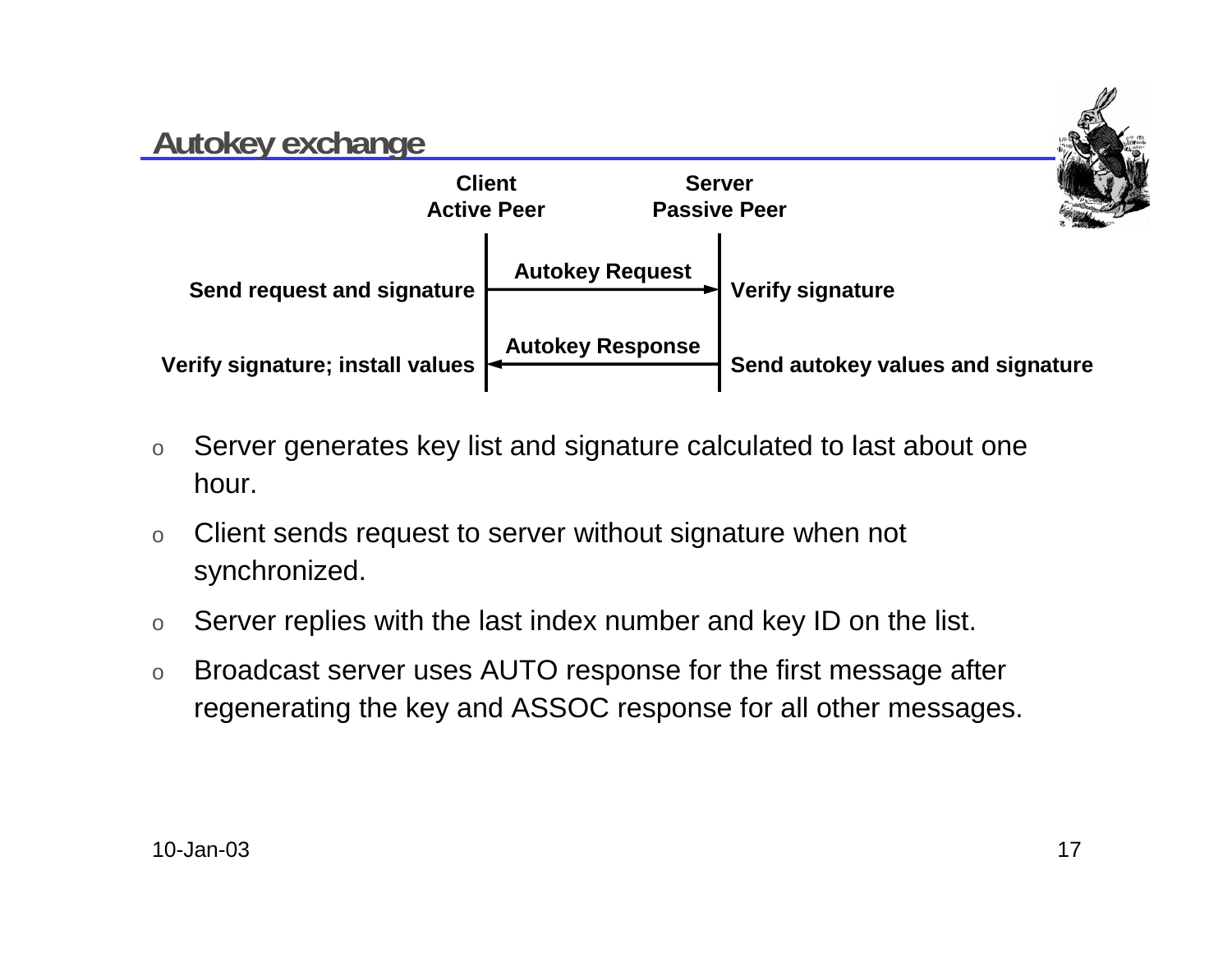## Autokey exchange

| Client Active Peer | | Server Passive Peer |
|---|---|---|
| Send request and signature | Autokey Request → | Verify signature |
| Verify signature; install values | ← Autokey Response | Send autokey values and signature |

- Server generates key list and signature calculated to last about one hour.
- Client sends request to server without signature when not synchronized.
- Server replies with the last index number and key ID on the list.
- Broadcast server uses AUTO response for the first message after regenerating the key and ASSOC response for all other messages.

10-Jan-03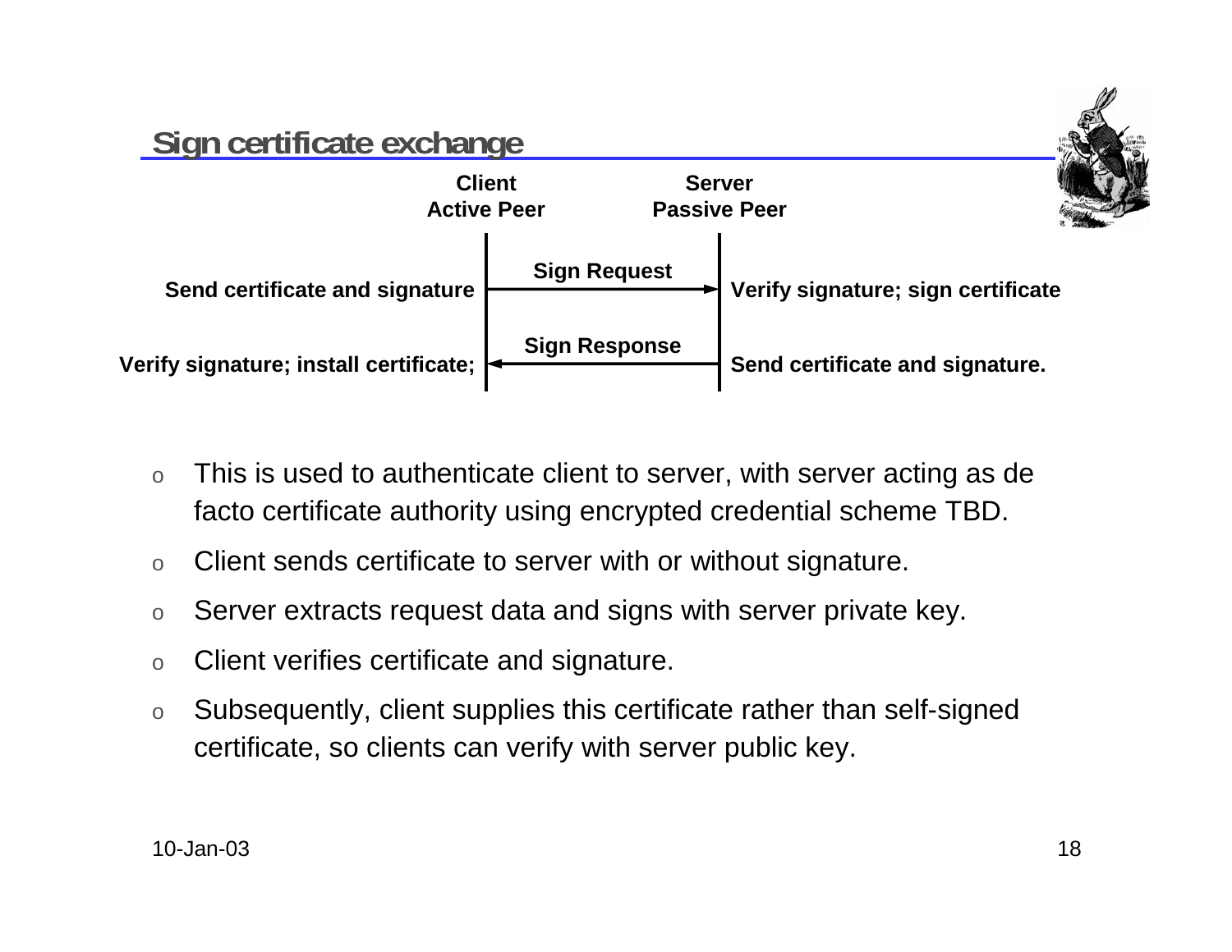## Sign certificate exchange

| Client (Active Peer) | Message | Server (Passive Peer) |
|---|---|---|
| Send certificate and signature | Sign Request → | Verify signature; sign certificate |
| Verify signature; install certificate; | ← Sign Response | Send certificate and signature. |

- This is used to authenticate client to server, with server acting as de facto certificate authority using encrypted credential scheme TBD.
- Client sends certificate to server with or without signature.
- Server extracts request data and signs with server private key.
- Client verifies certificate and signature.
- Subsequently, client supplies this certificate rather than self-signed certificate, so clients can verify with server public key.

10-Jan-03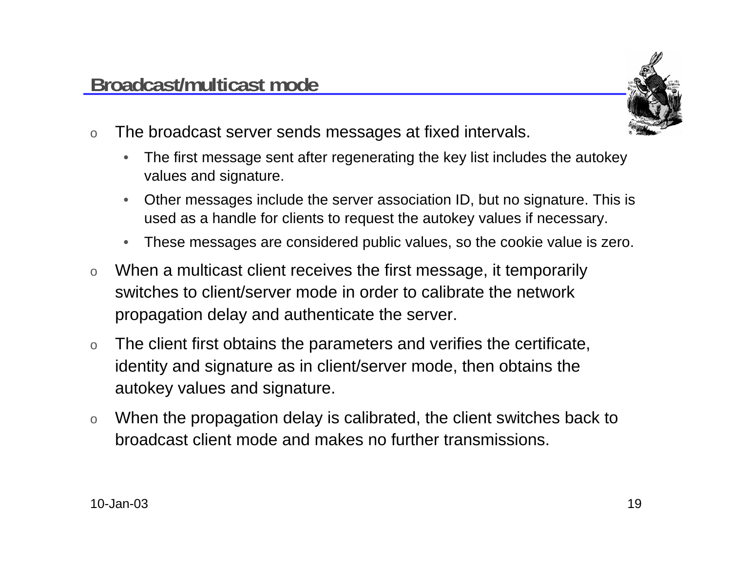## Broadcast/multicast mode

- The broadcast server sends messages at fixed intervals.
  - The first message sent after regenerating the key list includes the autokey values and signature.
  - Other messages include the server association ID, but no signature. This is used as a handle for clients to request the autokey values if necessary.
  - These messages are considered public values, so the cookie value is zero.
- When a multicast client receives the first message, it temporarily switches to client/server mode in order to calibrate the network propagation delay and authenticate the server.
- The client first obtains the parameters and verifies the certificate, identity and signature as in client/server mode, then obtains the autokey values and signature.
- When the propagation delay is calibrated, the client switches back to broadcast client mode and makes no further transmissions.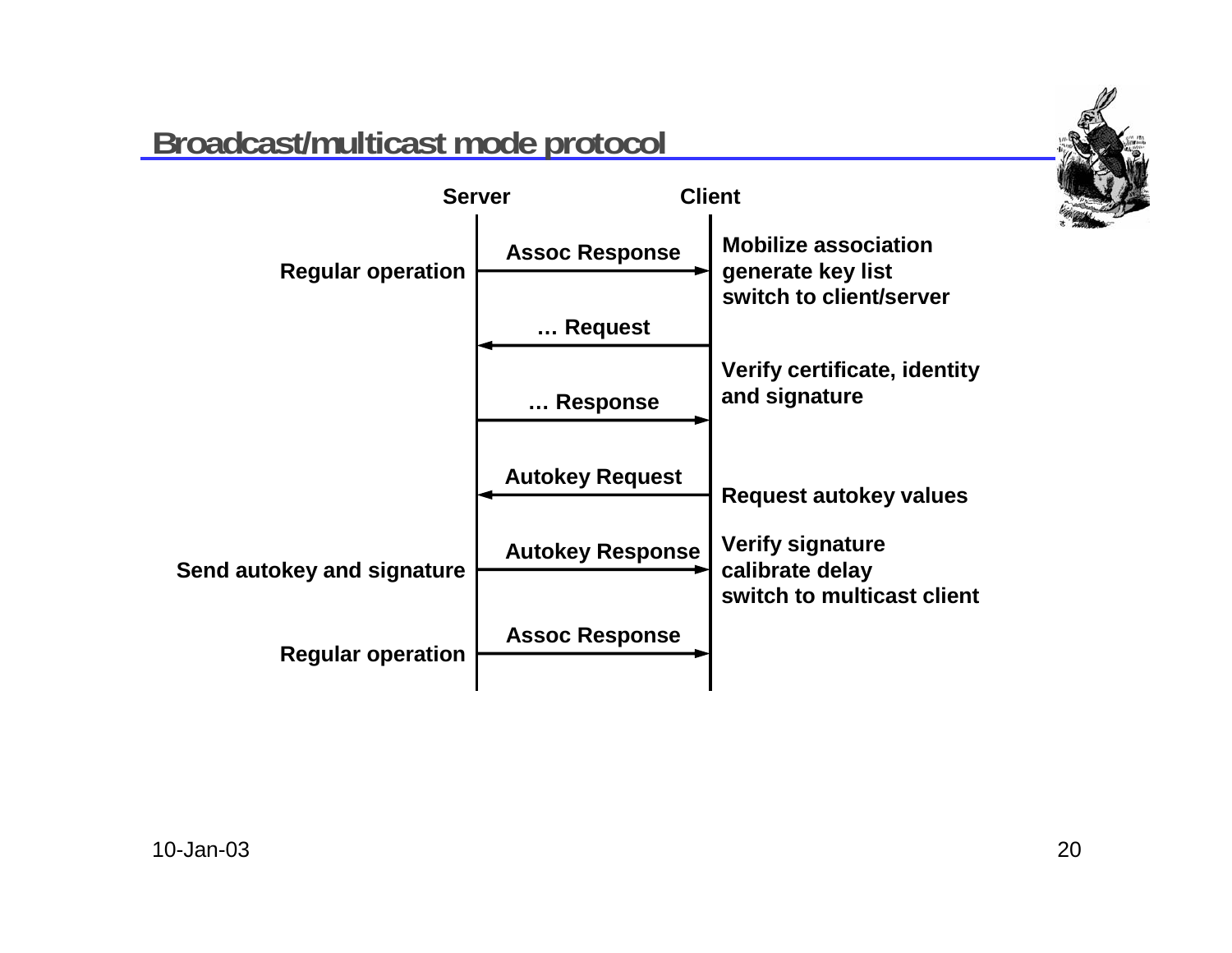# Broadcast/multicast mode protocol

| Server | | Message | | Client |
|---|---|---|---|---|
| Regular operation | | Assoc Response → | | Mobilize association<br>generate key list<br>switch to client/server |
| | | ← … Request | | |
| | | … Response → | | Verify certificate, identity and signature |
| | | ← Autokey Request | | Request autokey values |
| Send autokey and signature | | Autokey Response → | | Verify signature<br>calibrate delay<br>switch to multicast client |
| Regular operation | | Assoc Response → | | |

10-Jan-03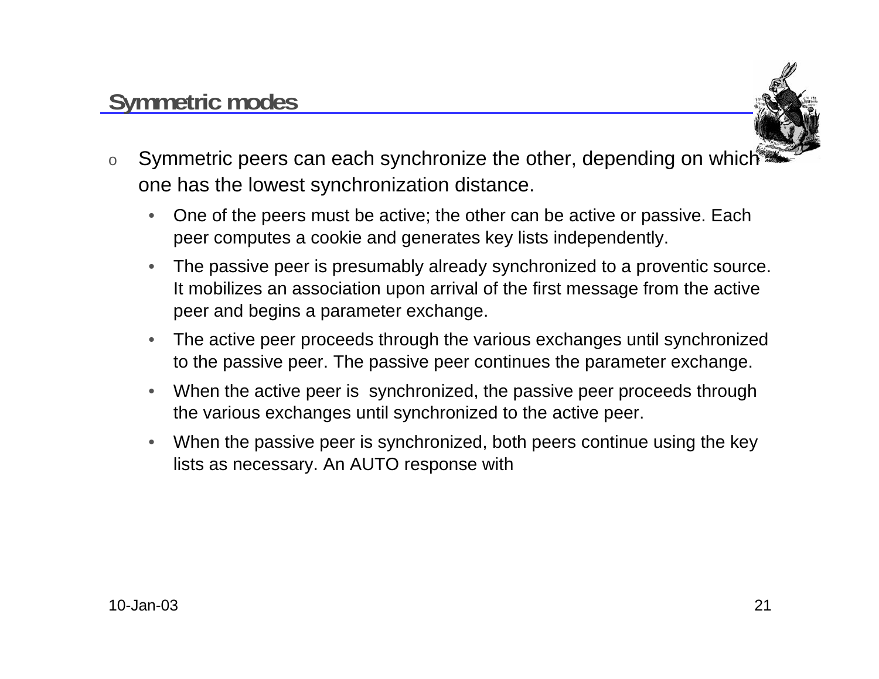## Symmetric modes

- Symmetric peers can each synchronize the other, depending on which one has the lowest synchronization distance.
  - One of the peers must be active; the other can be active or passive. Each peer computes a cookie and generates key lists independently.
  - The passive peer is presumably already synchronized to a proventic source. It mobilizes an association upon arrival of the first message from the active peer and begins a parameter exchange.
  - The active peer proceeds through the various exchanges until synchronized to the passive peer. The passive peer continues the parameter exchange.
  - When the active peer is synchronized, the passive peer proceeds through the various exchanges until synchronized to the active peer.
  - When the passive peer is synchronized, both peers continue using the key lists as necessary. An AUTO response with

10-Jan-03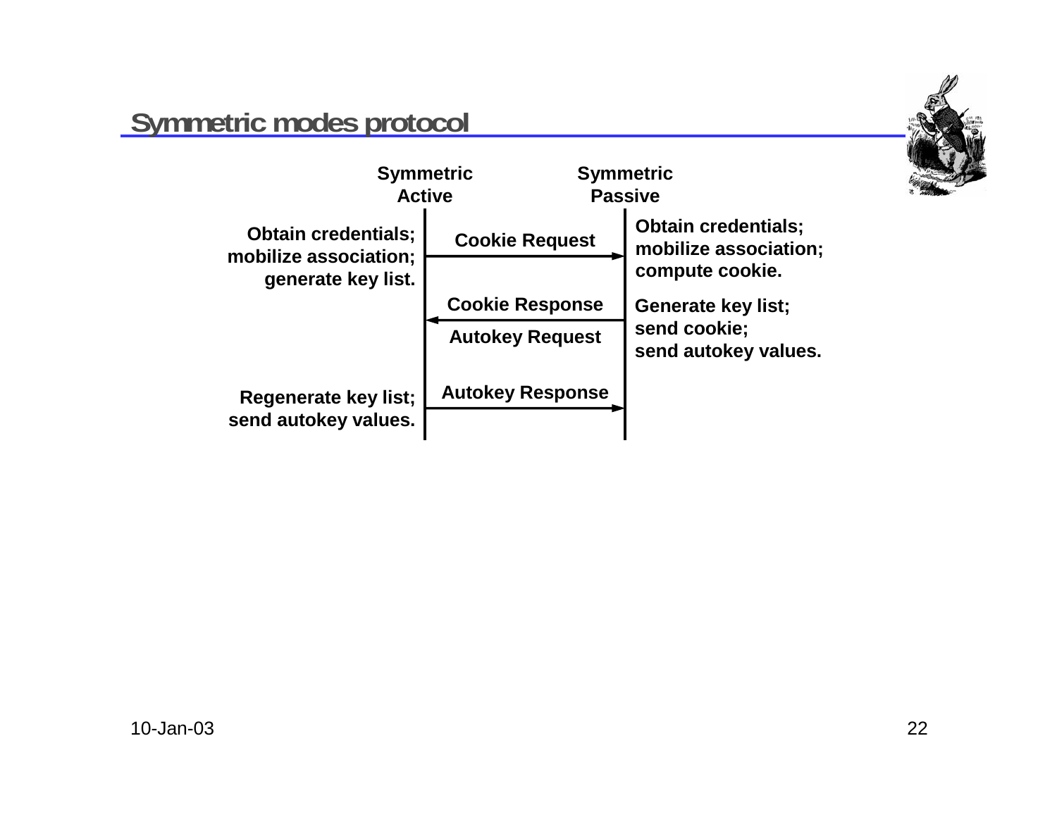# Symmetric modes protocol

| Symmetric Active | Message | Symmetric Passive |
| --- | --- | --- |
| Obtain credentials; mobilize association; generate key list. | Cookie Request → | Obtain credentials; mobilize association; compute cookie. |
| | ← Cookie Response / Autokey Request | Generate key list; send cookie; send autokey values. |
| Regenerate key list; send autokey values. | Autokey Response → | |

10-Jan-03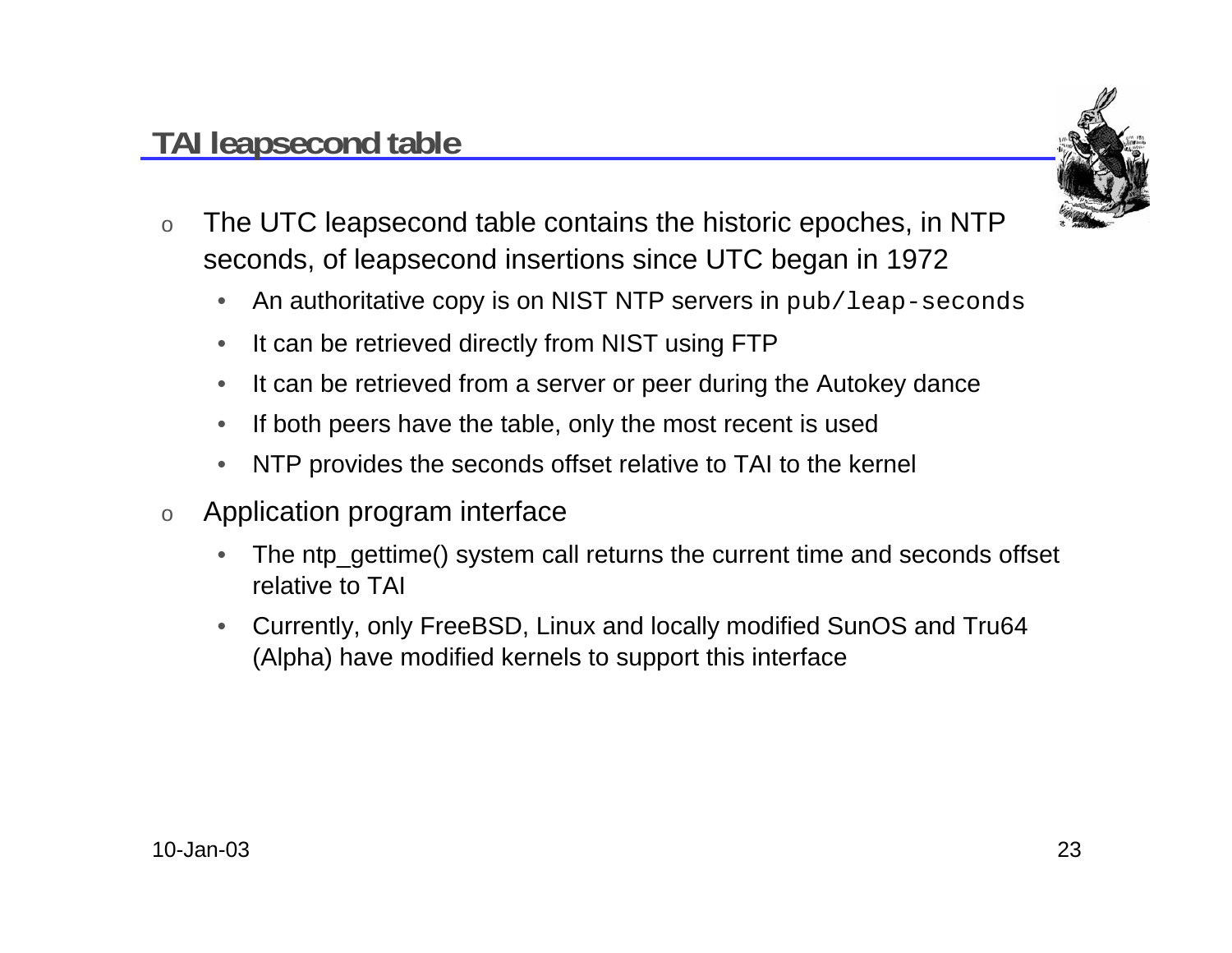## TAI leapsecond table

- The UTC leapsecond table contains the historic epoches, in NTP seconds, of leapsecond insertions since UTC began in 1972
  - An authoritative copy is on NIST NTP servers in `pub/leap-seconds`
  - It can be retrieved directly from NIST using FTP
  - It can be retrieved from a server or peer during the Autokey dance
  - If both peers have the table, only the most recent is used
  - NTP provides the seconds offset relative to TAI to the kernel
- Application program interface
  - The ntp_gettime() system call returns the current time and seconds offset relative to TAI
  - Currently, only FreeBSD, Linux and locally modified SunOS and Tru64 (Alpha) have modified kernels to support this interface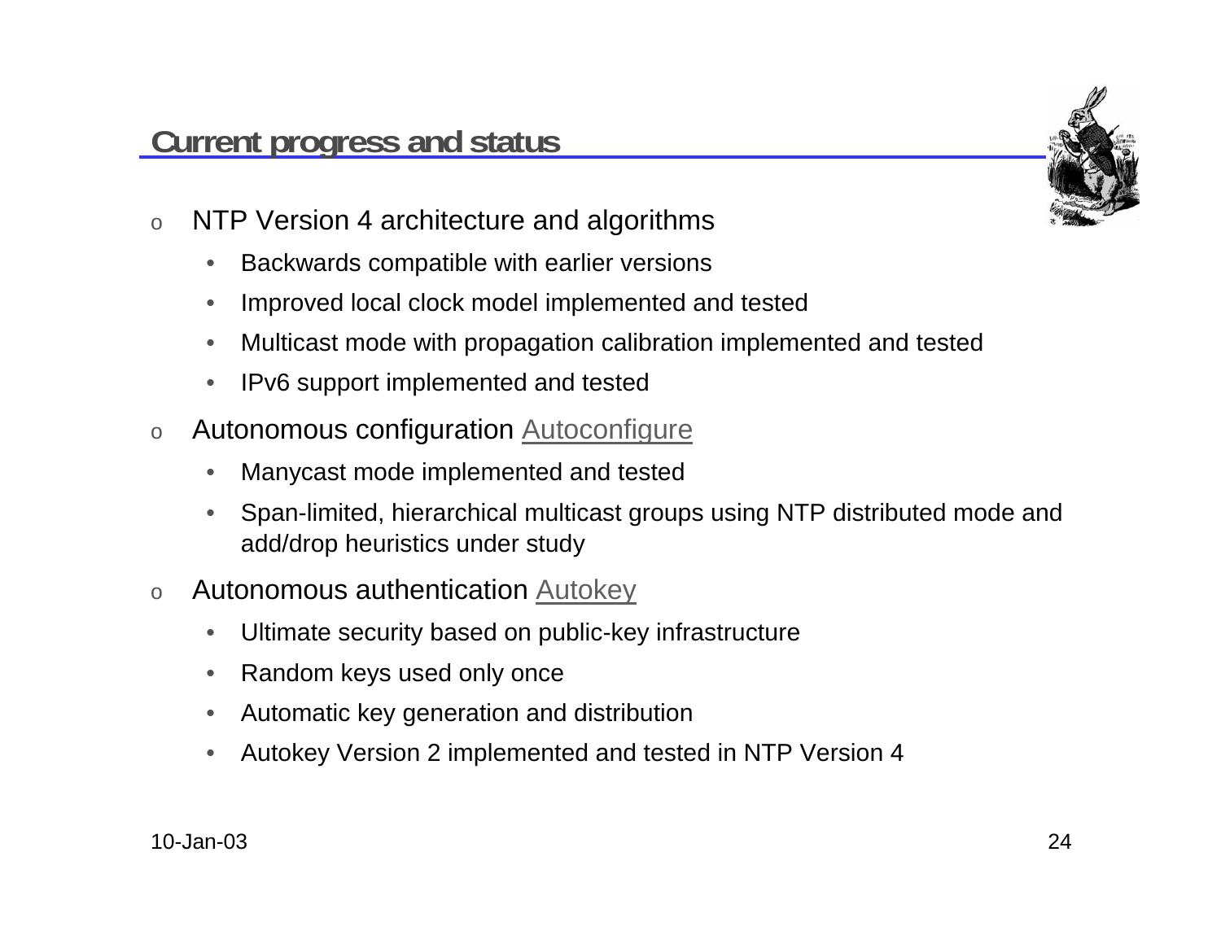## Current progress and status

- NTP Version 4 architecture and algorithms
  - Backwards compatible with earlier versions
  - Improved local clock model implemented and tested
  - Multicast mode with propagation calibration implemented and tested
  - IPv6 support implemented and tested
- Autonomous configuration Autoconfigure
  - Manycast mode implemented and tested
  - Span-limited, hierarchical multicast groups using NTP distributed mode and add/drop heuristics under study
- Autonomous authentication Autokey
  - Ultimate security based on public-key infrastructure
  - Random keys used only once
  - Automatic key generation and distribution
  - Autokey Version 2 implemented and tested in NTP Version 4

10-Jan-03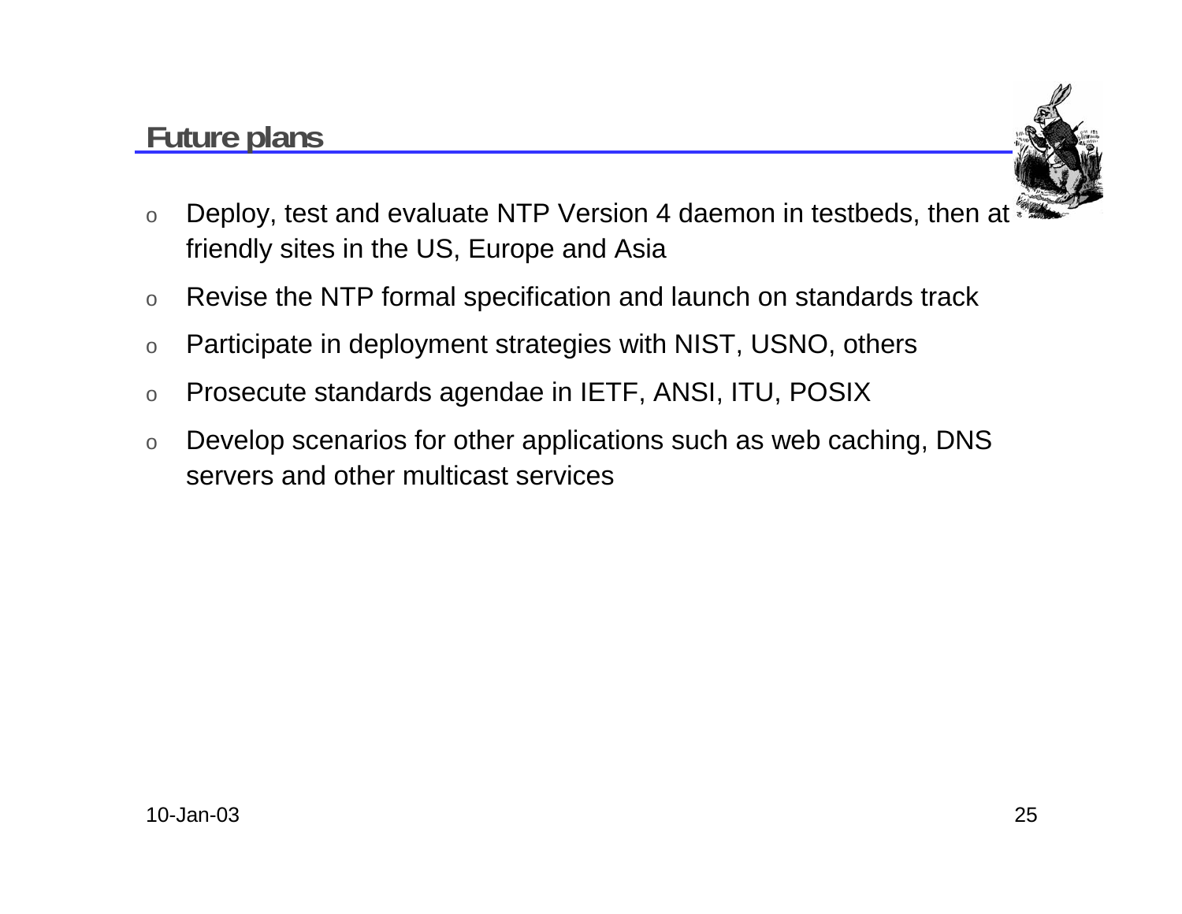## Future plans

- Deploy, test and evaluate NTP Version 4 daemon in testbeds, then at friendly sites in the US, Europe and Asia
- Revise the NTP formal specification and launch on standards track
- Participate in deployment strategies with NIST, USNO, others
- Prosecute standards agendae in IETF, ANSI, ITU, POSIX
- Develop scenarios for other applications such as web caching, DNS servers and other multicast services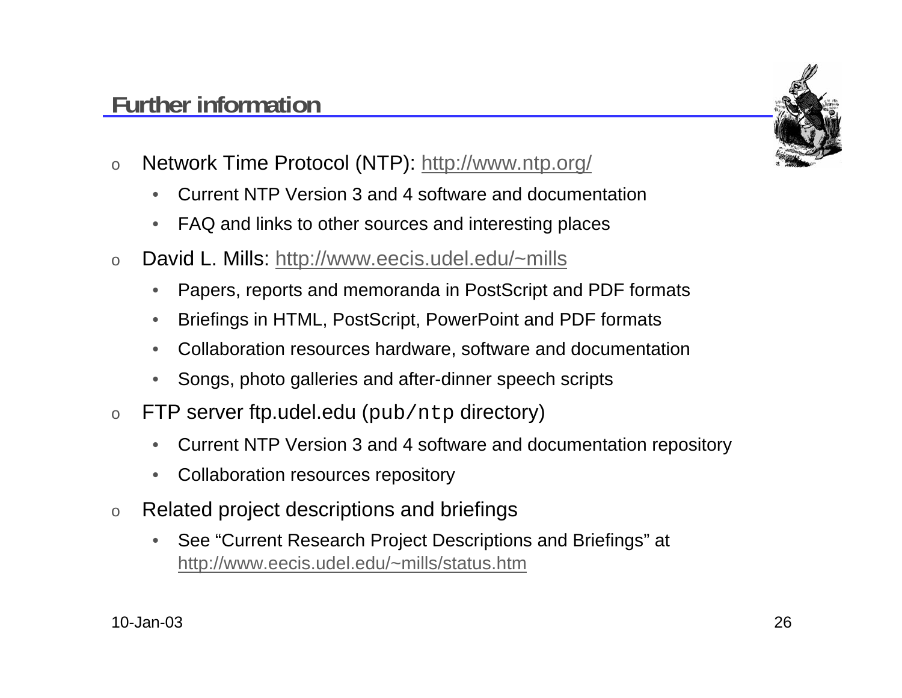## Further information

- Network Time Protocol (NTP): http://www.ntp.org/
  - Current NTP Version 3 and 4 software and documentation
  - FAQ and links to other sources and interesting places
- David L. Mills: http://www.eecis.udel.edu/~mills
  - Papers, reports and memoranda in PostScript and PDF formats
  - Briefings in HTML, PostScript, PowerPoint and PDF formats
  - Collaboration resources hardware, software and documentation
  - Songs, photo galleries and after-dinner speech scripts
- FTP server ftp.udel.edu (`pub/ntp` directory)
  - Current NTP Version 3 and 4 software and documentation repository
  - Collaboration resources repository
- Related project descriptions and briefings
  - See "Current Research Project Descriptions and Briefings" at http://www.eecis.udel.edu/~mills/status.htm

10-Jan-03